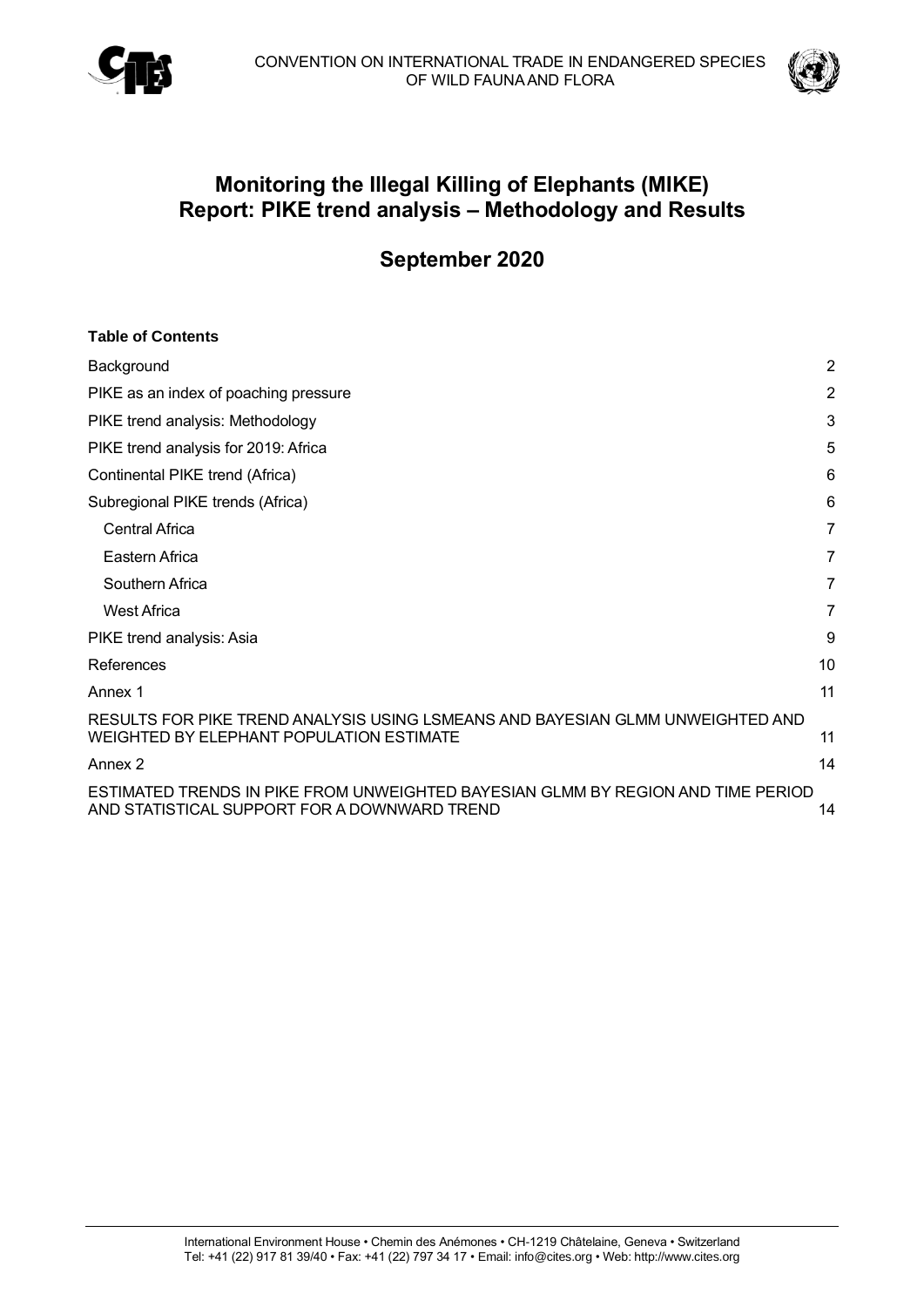CONVENTION ON INTERNATIONAL TRADE IN ENDANGERED SPECIES OF WILD FAUNA AND FLORA

# Monitoring the Illegal Killing of Elephants (MIKE) Report: PIKE trend analysis – Methodology and Results

## September 2020

**Table of Contents**

| | |
|---|---|
| Background | 2 |
| PIKE as an index of poaching pressure | 2 |
| PIKE trend analysis: Methodology | 3 |
| PIKE trend analysis for 2019: Africa | 5 |
| Continental PIKE trend (Africa) | 6 |
| Subregional PIKE trends (Africa) | 6 |
| Central Africa | 7 |
| Eastern Africa | 7 |
| Southern Africa | 7 |
| West Africa | 7 |
| PIKE trend analysis: Asia | 9 |
| References | 10 |
| Annex 1 | 11 |
| RESULTS FOR PIKE TREND ANALYSIS USING LSMEANS AND BAYESIAN GLMM UNWEIGHTED AND WEIGHTED BY ELEPHANT POPULATION ESTIMATE | 11 |
| Annex 2 | 14 |
| ESTIMATED TRENDS IN PIKE FROM UNWEIGHTED BAYESIAN GLMM BY REGION AND TIME PERIOD AND STATISTICAL SUPPORT FOR A DOWNWARD TREND | 14 |

International Environment House • Chemin des Anémones • CH-1219 Châtelaine, Geneva • Switzerland
Tel: +41 (22) 917 81 39/40 • Fax: +41 (22) 797 34 17 • Email: info@cites.org • Web: http://www.cites.org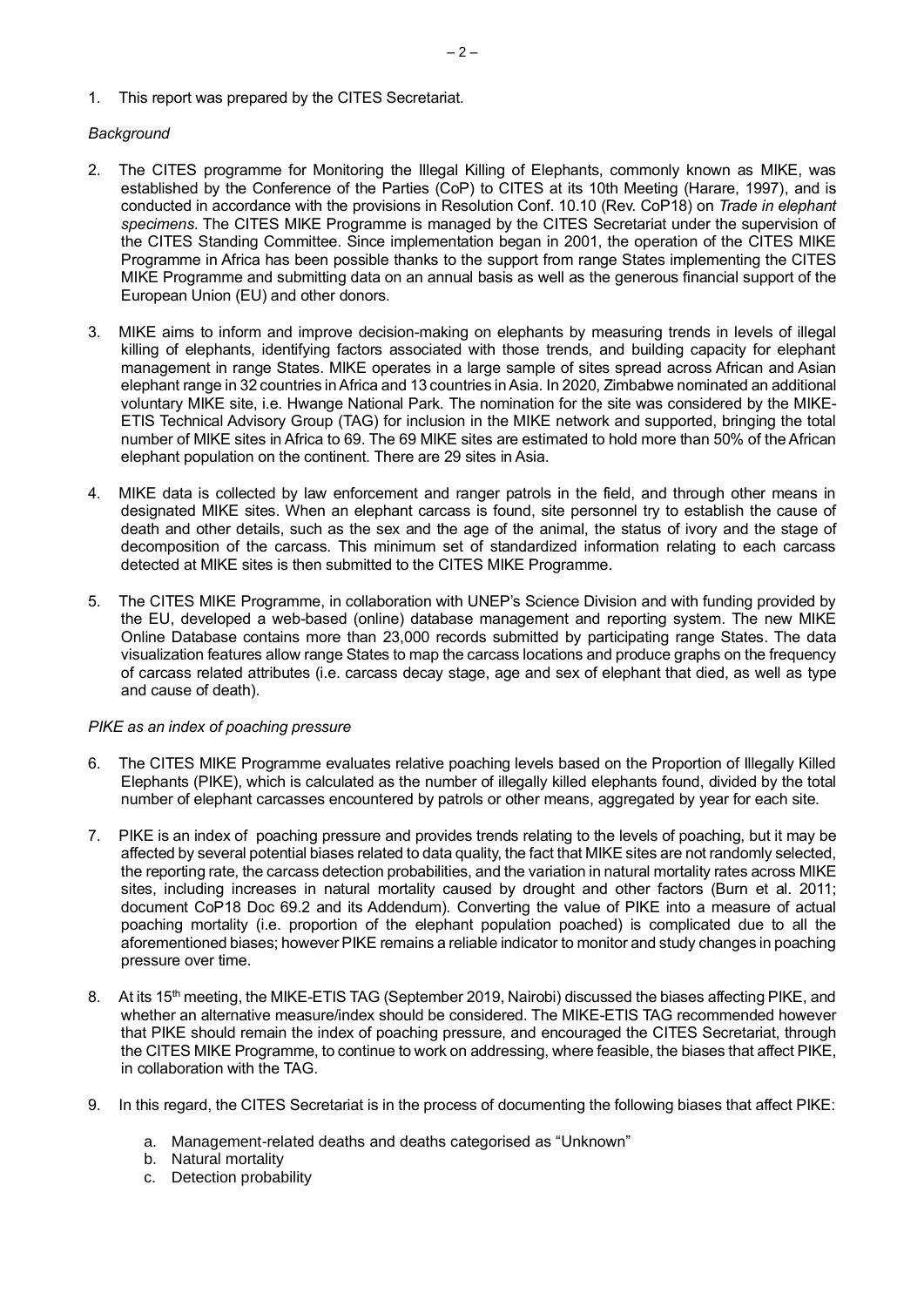1. This report was prepared by the CITES Secretariat.

*Background*

2. The CITES programme for Monitoring the Illegal Killing of Elephants, commonly known as MIKE, was established by the Conference of the Parties (CoP) to CITES at its 10th Meeting (Harare, 1997), and is conducted in accordance with the provisions in Resolution Conf. 10.10 (Rev. CoP18) on *Trade in elephant specimens*. The CITES MIKE Programme is managed by the CITES Secretariat under the supervision of the CITES Standing Committee. Since implementation began in 2001, the operation of the CITES MIKE Programme in Africa has been possible thanks to the support from range States implementing the CITES MIKE Programme and submitting data on an annual basis as well as the generous financial support of the European Union (EU) and other donors.

3. MIKE aims to inform and improve decision-making on elephants by measuring trends in levels of illegal killing of elephants, identifying factors associated with those trends, and building capacity for elephant management in range States. MIKE operates in a large sample of sites spread across African and Asian elephant range in 32 countries in Africa and 13 countries in Asia. In 2020, Zimbabwe nominated an additional voluntary MIKE site, i.e. Hwange National Park. The nomination for the site was considered by the MIKE-ETIS Technical Advisory Group (TAG) for inclusion in the MIKE network and supported, bringing the total number of MIKE sites in Africa to 69. The 69 MIKE sites are estimated to hold more than 50% of the African elephant population on the continent. There are 29 sites in Asia.

4. MIKE data is collected by law enforcement and ranger patrols in the field, and through other means in designated MIKE sites. When an elephant carcass is found, site personnel try to establish the cause of death and other details, such as the sex and the age of the animal, the status of ivory and the stage of decomposition of the carcass. This minimum set of standardized information relating to each carcass detected at MIKE sites is then submitted to the CITES MIKE Programme.

5. The CITES MIKE Programme, in collaboration with UNEP's Science Division and with funding provided by the EU, developed a web-based (online) database management and reporting system. The new MIKE Online Database contains more than 23,000 records submitted by participating range States. The data visualization features allow range States to map the carcass locations and produce graphs on the frequency of carcass related attributes (i.e. carcass decay stage, age and sex of elephant that died, as well as type and cause of death).

*PIKE as an index of poaching pressure*

6. The CITES MIKE Programme evaluates relative poaching levels based on the Proportion of Illegally Killed Elephants (PIKE), which is calculated as the number of illegally killed elephants found, divided by the total number of elephant carcasses encountered by patrols or other means, aggregated by year for each site.

7. PIKE is an index of poaching pressure and provides trends relating to the levels of poaching, but it may be affected by several potential biases related to data quality, the fact that MIKE sites are not randomly selected, the reporting rate, the carcass detection probabilities, and the variation in natural mortality rates across MIKE sites, including increases in natural mortality caused by drought and other factors (Burn et al. 2011; document CoP18 Doc 69.2 and its Addendum). Converting the value of PIKE into a measure of actual poaching mortality (i.e. proportion of the elephant population poached) is complicated due to all the aforementioned biases; however PIKE remains a reliable indicator to monitor and study changes in poaching pressure over time.

8. At its 15th meeting, the MIKE-ETIS TAG (September 2019, Nairobi) discussed the biases affecting PIKE, and whether an alternative measure/index should be considered. The MIKE-ETIS TAG recommended however that PIKE should remain the index of poaching pressure, and encouraged the CITES Secretariat, through the CITES MIKE Programme, to continue to work on addressing, where feasible, the biases that affect PIKE, in collaboration with the TAG.

9. In this regard, the CITES Secretariat is in the process of documenting the following biases that affect PIKE:

   a. Management-related deaths and deaths categorised as "Unknown"
   b. Natural mortality
   c. Detection probability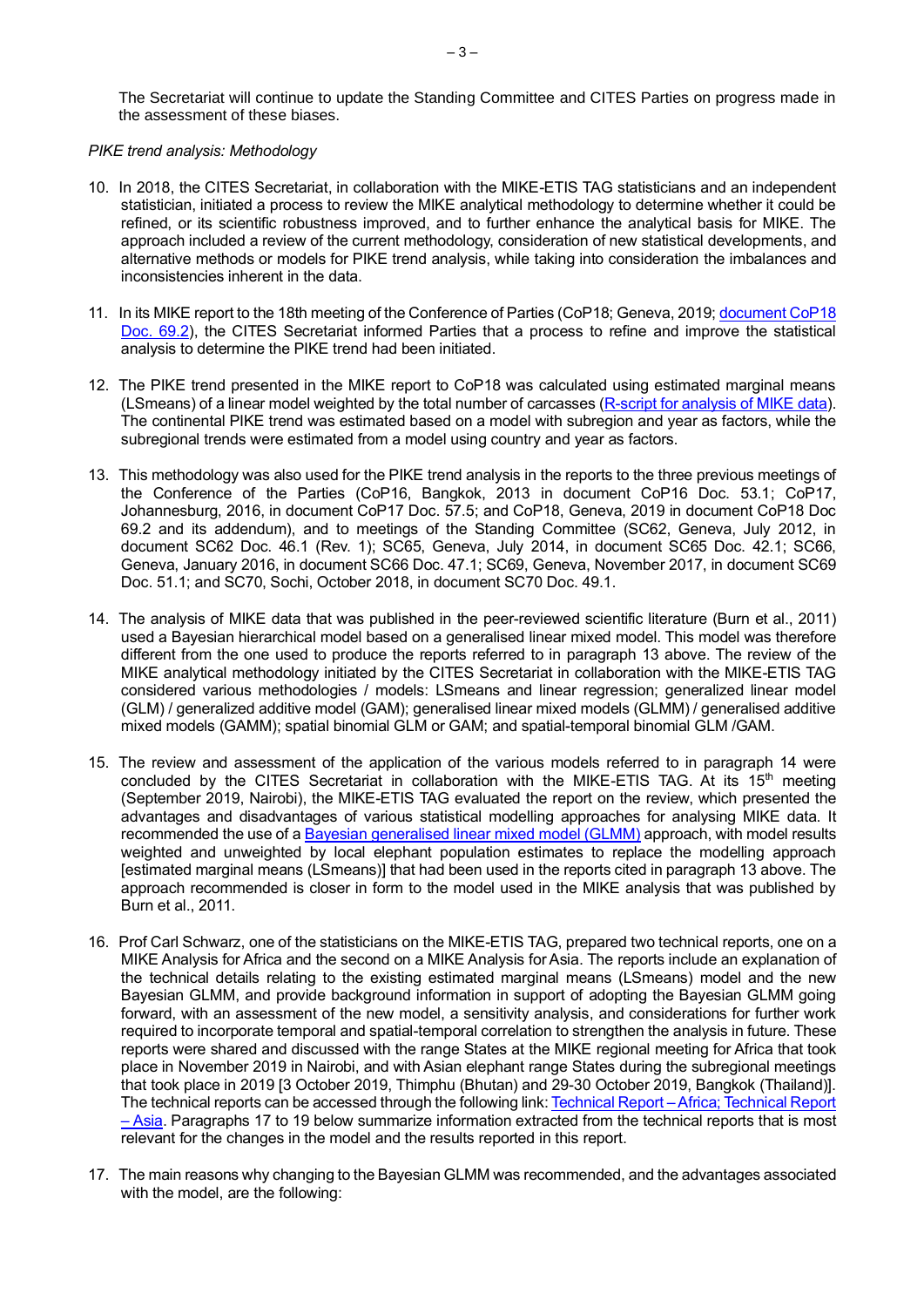The Secretariat will continue to update the Standing Committee and CITES Parties on progress made in the assessment of these biases.

*PIKE trend analysis: Methodology*

10. In 2018, the CITES Secretariat, in collaboration with the MIKE-ETIS TAG statisticians and an independent statistician, initiated a process to review the MIKE analytical methodology to determine whether it could be refined, or its scientific robustness improved, and to further enhance the analytical basis for MIKE. The approach included a review of the current methodology, consideration of new statistical developments, and alternative methods or models for PIKE trend analysis, while taking into consideration the imbalances and inconsistencies inherent in the data.

11. In its MIKE report to the 18th meeting of the Conference of Parties (CoP18; Geneva, 2019; document CoP18 Doc. 69.2), the CITES Secretariat informed Parties that a process to refine and improve the statistical analysis to determine the PIKE trend had been initiated.

12. The PIKE trend presented in the MIKE report to CoP18 was calculated using estimated marginal means (LSmeans) of a linear model weighted by the total number of carcasses (R-script for analysis of MIKE data). The continental PIKE trend was estimated based on a model with subregion and year as factors, while the subregional trends were estimated from a model using country and year as factors.

13. This methodology was also used for the PIKE trend analysis in the reports to the three previous meetings of the Conference of the Parties (CoP16, Bangkok, 2013 in document CoP16 Doc. 53.1; CoP17, Johannesburg, 2016, in document CoP17 Doc. 57.5; and CoP18, Geneva, 2019 in document CoP18 Doc 69.2 and its addendum), and to meetings of the Standing Committee (SC62, Geneva, July 2012, in document SC62 Doc. 46.1 (Rev. 1); SC65, Geneva, July 2014, in document SC65 Doc. 42.1; SC66, Geneva, January 2016, in document SC66 Doc. 47.1; SC69, Geneva, November 2017, in document SC69 Doc. 51.1; and SC70, Sochi, October 2018, in document SC70 Doc. 49.1.

14. The analysis of MIKE data that was published in the peer-reviewed scientific literature (Burn et al., 2011) used a Bayesian hierarchical model based on a generalised linear mixed model. This model was therefore different from the one used to produce the reports referred to in paragraph 13 above. The review of the MIKE analytical methodology initiated by the CITES Secretariat in collaboration with the MIKE-ETIS TAG considered various methodologies / models: LSmeans and linear regression; generalized linear model (GLM) / generalized additive model (GAM); generalised linear mixed models (GLMM) / generalised additive mixed models (GAMM); spatial binomial GLM or GAM; and spatial-temporal binomial GLM /GAM.

15. The review and assessment of the application of the various models referred to in paragraph 14 were concluded by the CITES Secretariat in collaboration with the MIKE-ETIS TAG. At its 15th meeting (September 2019, Nairobi), the MIKE-ETIS TAG evaluated the report on the review, which presented the advantages and disadvantages of various statistical modelling approaches for analysing MIKE data. It recommended the use of a Bayesian generalised linear mixed model (GLMM) approach, with model results weighted and unweighted by local elephant population estimates to replace the modelling approach [estimated marginal means (LSmeans)] that had been used in the reports cited in paragraph 13 above. The approach recommended is closer in form to the model used in the MIKE analysis that was published by Burn et al., 2011.

16. Prof Carl Schwarz, one of the statisticians on the MIKE-ETIS TAG, prepared two technical reports, one on a MIKE Analysis for Africa and the second on a MIKE Analysis for Asia. The reports include an explanation of the technical details relating to the existing estimated marginal means (LSmeans) model and the new Bayesian GLMM, and provide background information in support of adopting the Bayesian GLMM going forward, with an assessment of the new model, a sensitivity analysis, and considerations for further work required to incorporate temporal and spatial-temporal correlation to strengthen the analysis in future. These reports were shared and discussed with the range States at the MIKE regional meeting for Africa that took place in November 2019 in Nairobi, and with Asian elephant range States during the subregional meetings that took place in 2019 [3 October 2019, Thimphu (Bhutan) and 29-30 October 2019, Bangkok (Thailand)]. The technical reports can be accessed through the following link: Technical Report – Africa; Technical Report – Asia. Paragraphs 17 to 19 below summarize information extracted from the technical reports that is most relevant for the changes in the model and the results reported in this report.

17. The main reasons why changing to the Bayesian GLMM was recommended, and the advantages associated with the model, are the following: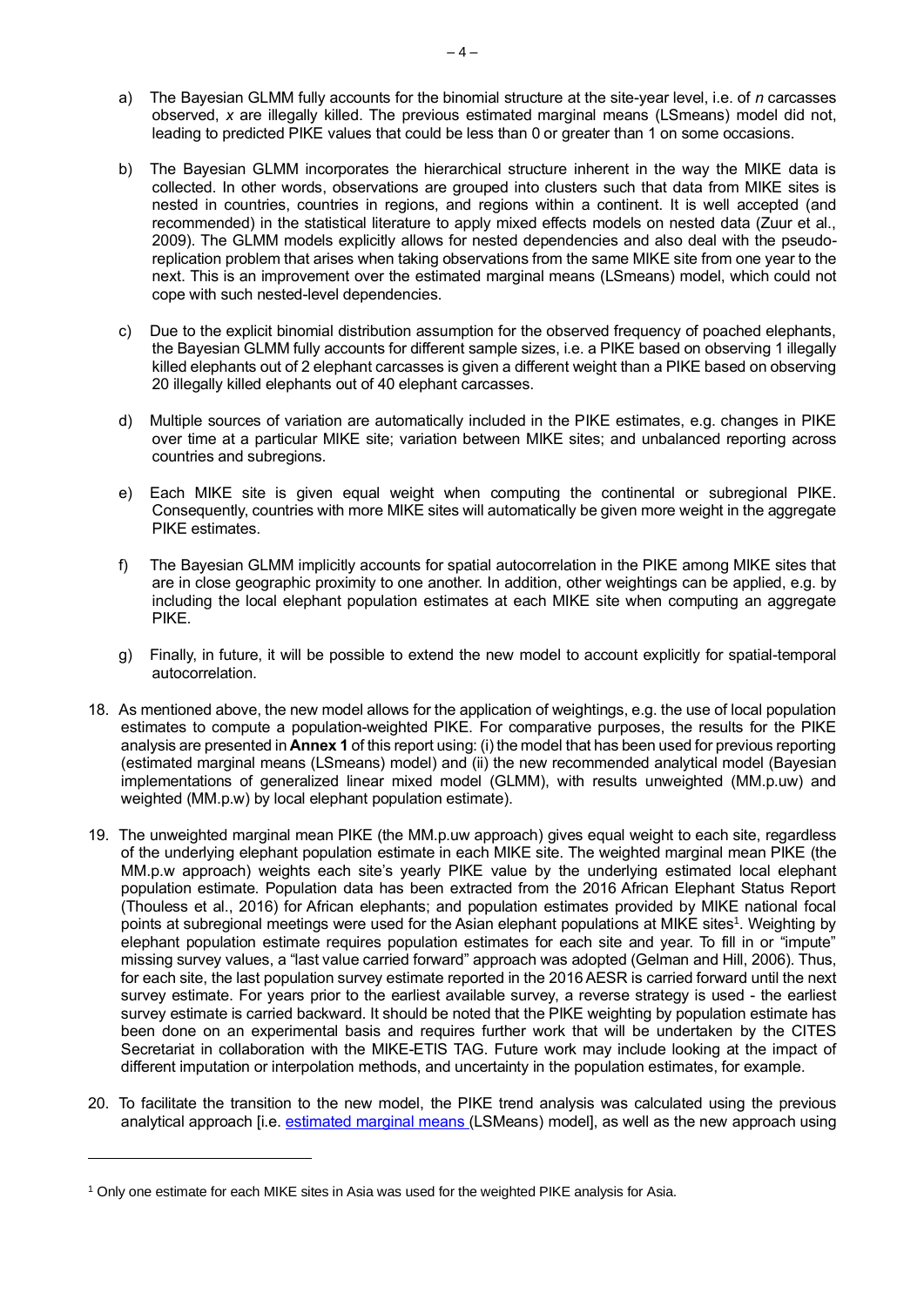a) The Bayesian GLMM fully accounts for the binomial structure at the site-year level, i.e. of *n* carcasses observed, *x* are illegally killed. The previous estimated marginal means (LSmeans) model did not, leading to predicted PIKE values that could be less than 0 or greater than 1 on some occasions.

b) The Bayesian GLMM incorporates the hierarchical structure inherent in the way the MIKE data is collected. In other words, observations are grouped into clusters such that data from MIKE sites is nested in countries, countries in regions, and regions within a continent. It is well accepted (and recommended) in the statistical literature to apply mixed effects models on nested data (Zuur et al., 2009). The GLMM models explicitly allows for nested dependencies and also deal with the pseudo-replication problem that arises when taking observations from the same MIKE site from one year to the next. This is an improvement over the estimated marginal means (LSmeans) model, which could not cope with such nested-level dependencies.

c) Due to the explicit binomial distribution assumption for the observed frequency of poached elephants, the Bayesian GLMM fully accounts for different sample sizes, i.e. a PIKE based on observing 1 illegally killed elephants out of 2 elephant carcasses is given a different weight than a PIKE based on observing 20 illegally killed elephants out of 40 elephant carcasses.

d) Multiple sources of variation are automatically included in the PIKE estimates, e.g. changes in PIKE over time at a particular MIKE site; variation between MIKE sites; and unbalanced reporting across countries and subregions.

e) Each MIKE site is given equal weight when computing the continental or subregional PIKE. Consequently, countries with more MIKE sites will automatically be given more weight in the aggregate PIKE estimates.

f) The Bayesian GLMM implicitly accounts for spatial autocorrelation in the PIKE among MIKE sites that are in close geographic proximity to one another. In addition, other weightings can be applied, e.g. by including the local elephant population estimates at each MIKE site when computing an aggregate PIKE.

g) Finally, in future, it will be possible to extend the new model to account explicitly for spatial-temporal autocorrelation.

18. As mentioned above, the new model allows for the application of weightings, e.g. the use of local population estimates to compute a population-weighted PIKE. For comparative purposes, the results for the PIKE analysis are presented in **Annex 1** of this report using: (i) the model that has been used for previous reporting (estimated marginal means (LSmeans) model) and (ii) the new recommended analytical model (Bayesian implementations of generalized linear mixed model (GLMM), with results unweighted (MM.p.uw) and weighted (MM.p.w) by local elephant population estimate).

19. The unweighted marginal mean PIKE (the MM.p.uw approach) gives equal weight to each site, regardless of the underlying elephant population estimate in each MIKE site. The weighted marginal mean PIKE (the MM.p.w approach) weights each site's yearly PIKE value by the underlying estimated local elephant population estimate. Population data has been extracted from the 2016 African Elephant Status Report (Thouless et al., 2016) for African elephants; and population estimates provided by MIKE national focal points at subregional meetings were used for the Asian elephant populations at MIKE sites[1]. Weighting by elephant population estimate requires population estimates for each site and year. To fill in or "impute" missing survey values, a "last value carried forward" approach was adopted (Gelman and Hill, 2006). Thus, for each site, the last population survey estimate reported in the 2016 AESR is carried forward until the next survey estimate. For years prior to the earliest available survey, a reverse strategy is used - the earliest survey estimate is carried backward. It should be noted that the PIKE weighting by population estimate has been done on an experimental basis and requires further work that will be undertaken by the CITES Secretariat in collaboration with the MIKE-ETIS TAG. Future work may include looking at the impact of different imputation or interpolation methods, and uncertainty in the population estimates, for example.

20. To facilitate the transition to the new model, the PIKE trend analysis was calculated using the previous analytical approach [i.e. estimated marginal means (LSMeans) model], as well as the new approach using

[1] Only one estimate for each MIKE sites in Asia was used for the weighted PIKE analysis for Asia.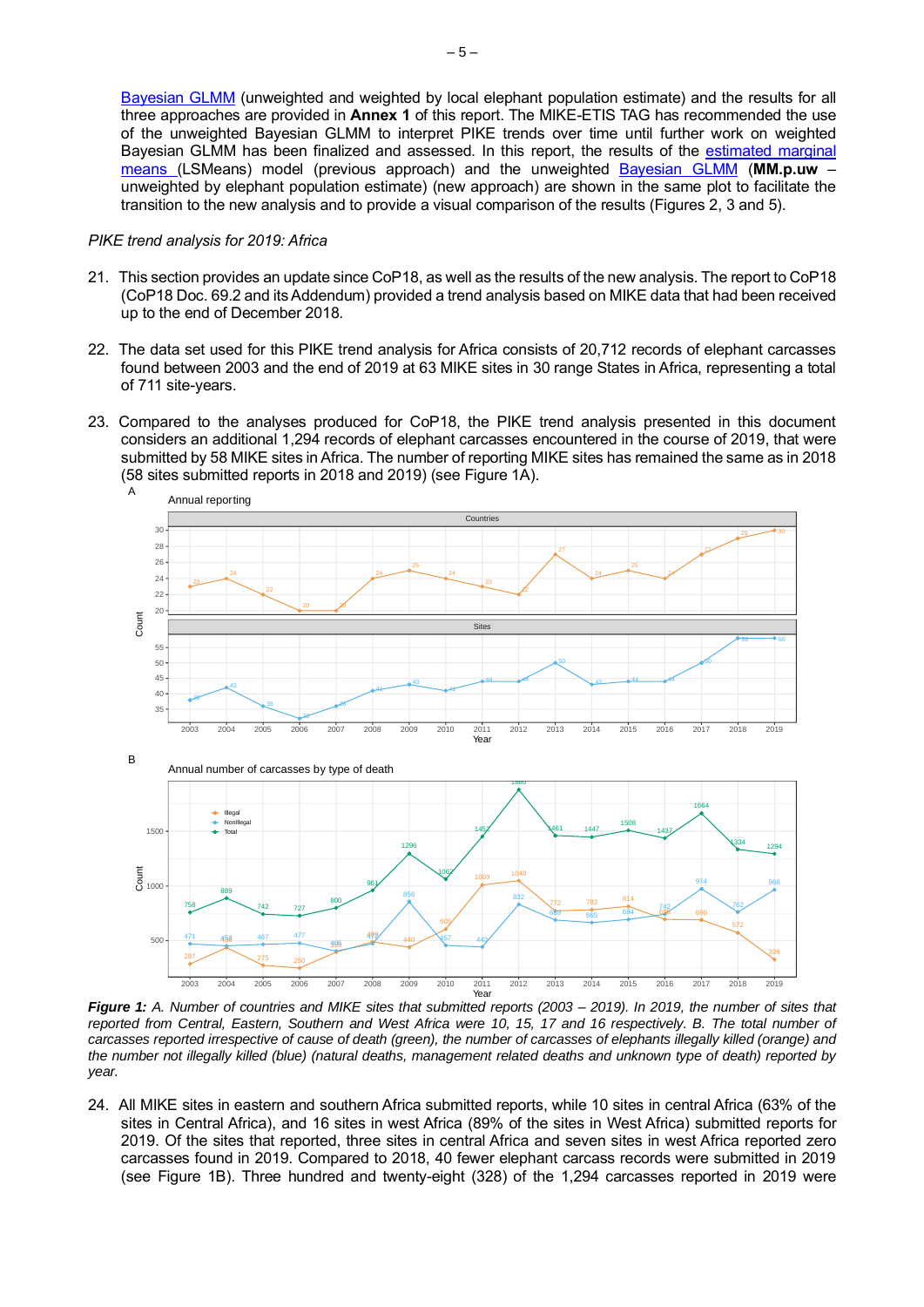[Bayesian GLMM](#) (unweighted and weighted by local elephant population estimate) and the results for all three approaches are provided in **Annex 1** of this report. The MIKE-ETIS TAG has recommended the use of the unweighted Bayesian GLMM to interpret PIKE trends over time until further work on weighted Bayesian GLMM has been finalized and assessed. In this report, the results of the [estimated marginal means](#) (LSMeans) model (previous approach) and the unweighted [Bayesian GLMM](#) (**MM.p.uw** – unweighted by elephant population estimate) (new approach) are shown in the same plot to facilitate the transition to the new analysis and to provide a visual comparison of the results (Figures 2, 3 and 5).

*PIKE trend analysis for 2019: Africa*

21. This section provides an update since CoP18, as well as the results of the new analysis. The report to CoP18 (CoP18 Doc. 69.2 and its Addendum) provided a trend analysis based on MIKE data that had been received up to the end of December 2018.

22. The data set used for this PIKE trend analysis for Africa consists of 20,712 records of elephant carcasses found between 2003 and the end of 2019 at 63 MIKE sites in 30 range States in Africa, representing a total of 711 site-years.

23. Compared to the analyses produced for CoP18, the PIKE trend analysis presented in this document considers an additional 1,294 records of elephant carcasses encountered in the course of 2019, that were submitted by 58 MIKE sites in Africa. The number of reporting MIKE sites has remained the same as in 2018 (58 sites submitted reports in 2018 and 2019) (see Figure 1A).

***Figure 1:*** *A. Number of countries and MIKE sites that submitted reports (2003 – 2019). In 2019, the number of sites that reported from Central, Eastern, Southern and West Africa were 10, 15, 17 and 16 respectively. B. The total number of carcasses reported irrespective of cause of death (green), the number of carcasses of elephants illegally killed (orange) and the number not illegally killed (blue) (natural deaths, management related deaths and unknown type of death) reported by year.*

24. All MIKE sites in eastern and southern Africa submitted reports, while 10 sites in central Africa (63% of the sites in Central Africa), and 16 sites in west Africa (89% of the sites in West Africa) submitted reports for 2019. Of the sites that reported, three sites in central Africa and seven sites in west Africa reported zero carcasses found in 2019. Compared to 2018, 40 fewer elephant carcass records were submitted in 2019 (see Figure 1B). Three hundred and twenty-eight (328) of the 1,294 carcasses reported in 2019 were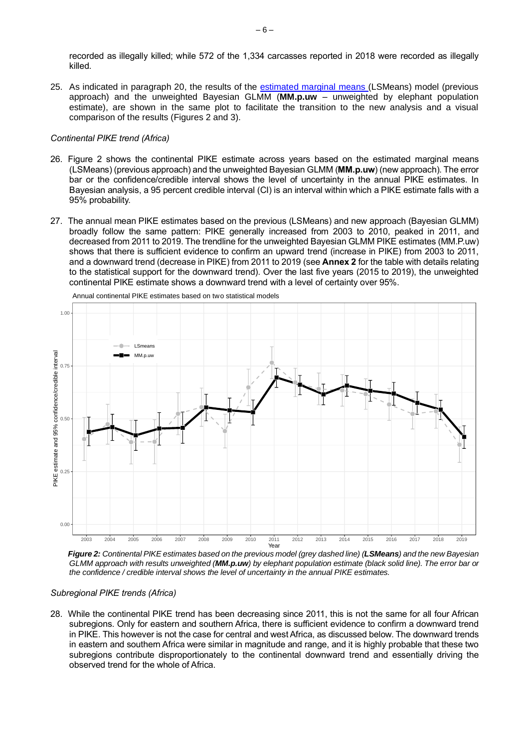recorded as illegally killed; while 572 of the 1,334 carcasses reported in 2018 were recorded as illegally killed.

25. As indicated in paragraph 20, the results of the estimated marginal means (LSMeans) model (previous approach) and the unweighted Bayesian GLMM (**MM.p.uw** – unweighted by elephant population estimate), are shown in the same plot to facilitate the transition to the new analysis and a visual comparison of the results (Figures 2 and 3).

*Continental PIKE trend (Africa)*

26. Figure 2 shows the continental PIKE estimate across years based on the estimated marginal means (LSMeans) (previous approach) and the unweighted Bayesian GLMM (**MM.p.uw**) (new approach). The error bar or the confidence/credible interval shows the level of uncertainty in the annual PIKE estimates. In Bayesian analysis, a 95 percent credible interval (CI) is an interval within which a PIKE estimate falls with a 95% probability.

27. The annual mean PIKE estimates based on the previous (LSMeans) and new approach (Bayesian GLMM) broadly follow the same pattern: PIKE generally increased from 2003 to 2010, peaked in 2011, and decreased from 2011 to 2019. The trendline for the unweighted Bayesian GLMM PIKE estimates (MM.P.uw) shows that there is sufficient evidence to confirm an upward trend (increase in PIKE) from 2003 to 2011, and a downward trend (decrease in PIKE) from 2011 to 2019 (see **Annex 2** for the table with details relating to the statistical support for the downward trend). Over the last five years (2015 to 2019), the unweighted continental PIKE estimate shows a downward trend with a level of certainty over 95%.

Annual continental PIKE estimates based on two statistical models

*__Figure 2:__ Continental PIKE estimates based on the previous model (grey dashed line) (__LSMeans__) and the new Bayesian GLMM approach with results unweighted (__MM.p.uw__) by elephant population estimate (black solid line). The error bar or the confidence / credible interval shows the level of uncertainty in the annual PIKE estimates.*

*Subregional PIKE trends (Africa)*

28. While the continental PIKE trend has been decreasing since 2011, this is not the same for all four African subregions. Only for eastern and southern Africa, there is sufficient evidence to confirm a downward trend in PIKE. This however is not the case for central and west Africa, as discussed below. The downward trends in eastern and southern Africa were similar in magnitude and range, and it is highly probable that these two subregions contribute disproportionately to the continental downward trend and essentially driving the observed trend for the whole of Africa.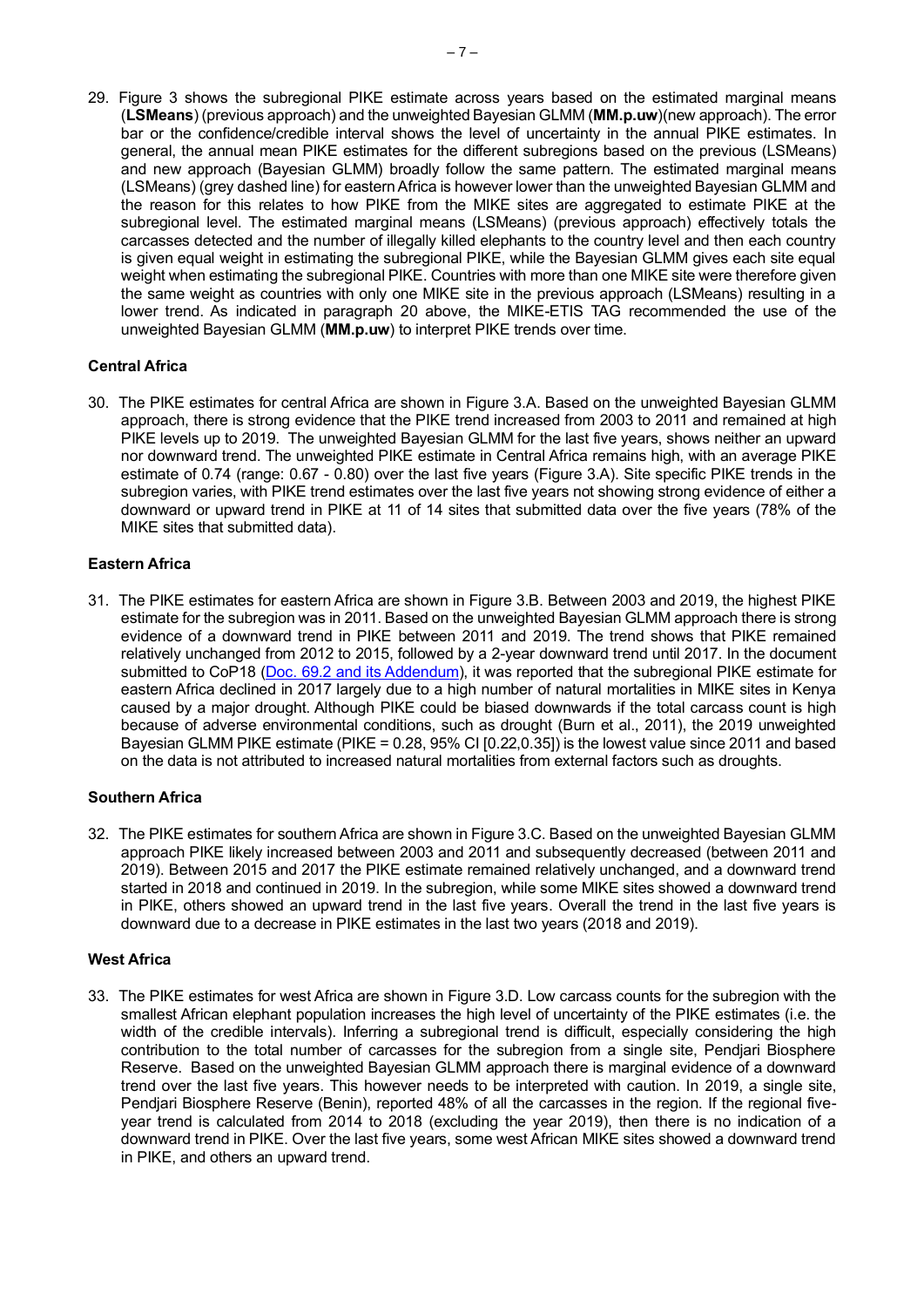29. Figure 3 shows the subregional PIKE estimate across years based on the estimated marginal means (**LSMeans**) (previous approach) and the unweighted Bayesian GLMM (**MM.p.uw**)(new approach). The error bar or the confidence/credible interval shows the level of uncertainty in the annual PIKE estimates. In general, the annual mean PIKE estimates for the different subregions based on the previous (LSMeans) and new approach (Bayesian GLMM) broadly follow the same pattern. The estimated marginal means (LSMeans) (grey dashed line) for eastern Africa is however lower than the unweighted Bayesian GLMM and the reason for this relates to how PIKE from the MIKE sites are aggregated to estimate PIKE at the subregional level. The estimated marginal means (LSMeans) (previous approach) effectively totals the carcasses detected and the number of illegally killed elephants to the country level and then each country is given equal weight in estimating the subregional PIKE, while the Bayesian GLMM gives each site equal weight when estimating the subregional PIKE. Countries with more than one MIKE site were therefore given the same weight as countries with only one MIKE site in the previous approach (LSMeans) resulting in a lower trend. As indicated in paragraph 20 above, the MIKE-ETIS TAG recommended the use of the unweighted Bayesian GLMM (**MM.p.uw**) to interpret PIKE trends over time.

**Central Africa**

30. The PIKE estimates for central Africa are shown in Figure 3.A. Based on the unweighted Bayesian GLMM approach, there is strong evidence that the PIKE trend increased from 2003 to 2011 and remained at high PIKE levels up to 2019. The unweighted Bayesian GLMM for the last five years, shows neither an upward nor downward trend. The unweighted PIKE estimate in Central Africa remains high, with an average PIKE estimate of 0.74 (range: 0.67 - 0.80) over the last five years (Figure 3.A). Site specific PIKE trends in the subregion varies, with PIKE trend estimates over the last five years not showing strong evidence of either a downward or upward trend in PIKE at 11 of 14 sites that submitted data over the five years (78% of the MIKE sites that submitted data).

**Eastern Africa**

31. The PIKE estimates for eastern Africa are shown in Figure 3.B. Between 2003 and 2019, the highest PIKE estimate for the subregion was in 2011. Based on the unweighted Bayesian GLMM approach there is strong evidence of a downward trend in PIKE between 2011 and 2019. The trend shows that PIKE remained relatively unchanged from 2012 to 2015, followed by a 2-year downward trend until 2017. In the document submitted to CoP18 (Doc. 69.2 and its Addendum), it was reported that the subregional PIKE estimate for eastern Africa declined in 2017 largely due to a high number of natural mortalities in MIKE sites in Kenya caused by a major drought. Although PIKE could be biased downwards if the total carcass count is high because of adverse environmental conditions, such as drought (Burn et al., 2011), the 2019 unweighted Bayesian GLMM PIKE estimate (PIKE = 0.28, 95% CI [0.22,0.35]) is the lowest value since 2011 and based on the data is not attributed to increased natural mortalities from external factors such as droughts.

**Southern Africa**

32. The PIKE estimates for southern Africa are shown in Figure 3.C. Based on the unweighted Bayesian GLMM approach PIKE likely increased between 2003 and 2011 and subsequently decreased (between 2011 and 2019). Between 2015 and 2017 the PIKE estimate remained relatively unchanged, and a downward trend started in 2018 and continued in 2019. In the subregion, while some MIKE sites showed a downward trend in PIKE, others showed an upward trend in the last five years. Overall the trend in the last five years is downward due to a decrease in PIKE estimates in the last two years (2018 and 2019).

**West Africa**

33. The PIKE estimates for west Africa are shown in Figure 3.D. Low carcass counts for the subregion with the smallest African elephant population increases the high level of uncertainty of the PIKE estimates (i.e. the width of the credible intervals). Inferring a subregional trend is difficult, especially considering the high contribution to the total number of carcasses for the subregion from a single site, Pendjari Biosphere Reserve. Based on the unweighted Bayesian GLMM approach there is marginal evidence of a downward trend over the last five years. This however needs to be interpreted with caution. In 2019, a single site, Pendjari Biosphere Reserve (Benin), reported 48% of all the carcasses in the region. If the regional five-year trend is calculated from 2014 to 2018 (excluding the year 2019), then there is no indication of a downward trend in PIKE. Over the last five years, some west African MIKE sites showed a downward trend in PIKE, and others an upward trend.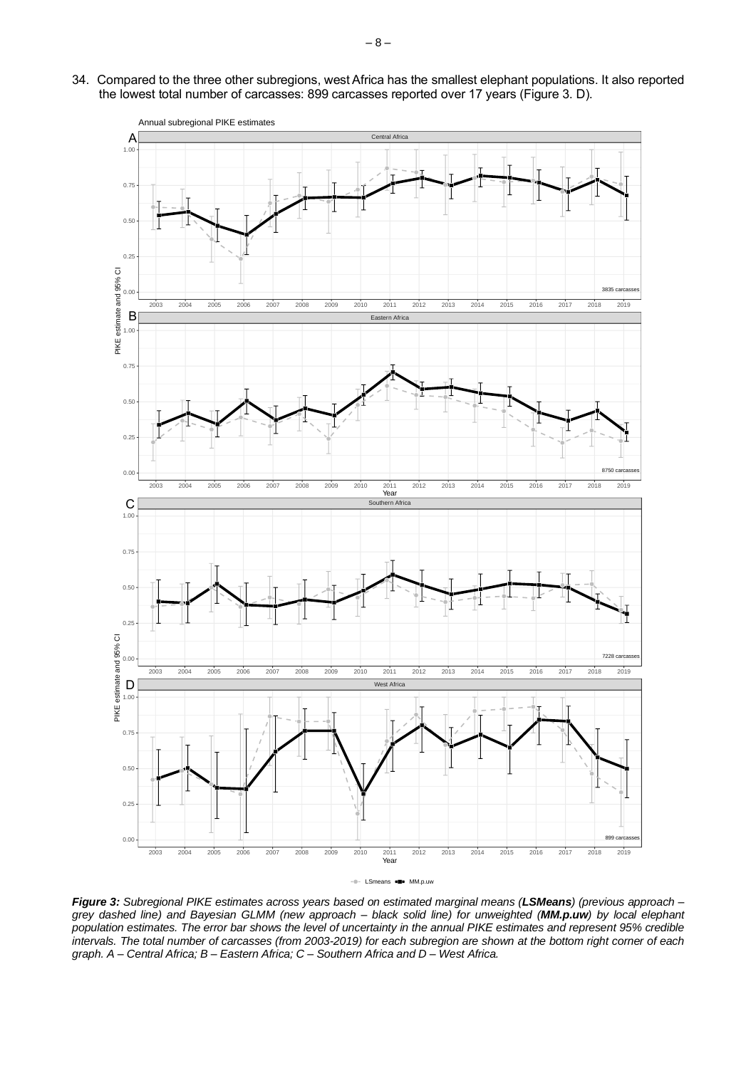34. Compared to the three other subregions, west Africa has the smallest elephant populations. It also reported the lowest total number of carcasses: 899 carcasses reported over 17 years (Figure 3. D).

***Figure 3:*** *Subregional PIKE estimates across years based on estimated marginal means (**LSMeans**) (previous approach – grey dashed line) and Bayesian GLMM (new approach – black solid line) for unweighted (**MM.p.uw**) by local elephant population estimates. The error bar shows the level of uncertainty in the annual PIKE estimates and represent 95% credible intervals. The total number of carcasses (from 2003-2019) for each subregion are shown at the bottom right corner of each graph. A – Central Africa; B – Eastern Africa; C – Southern Africa and D – West Africa.*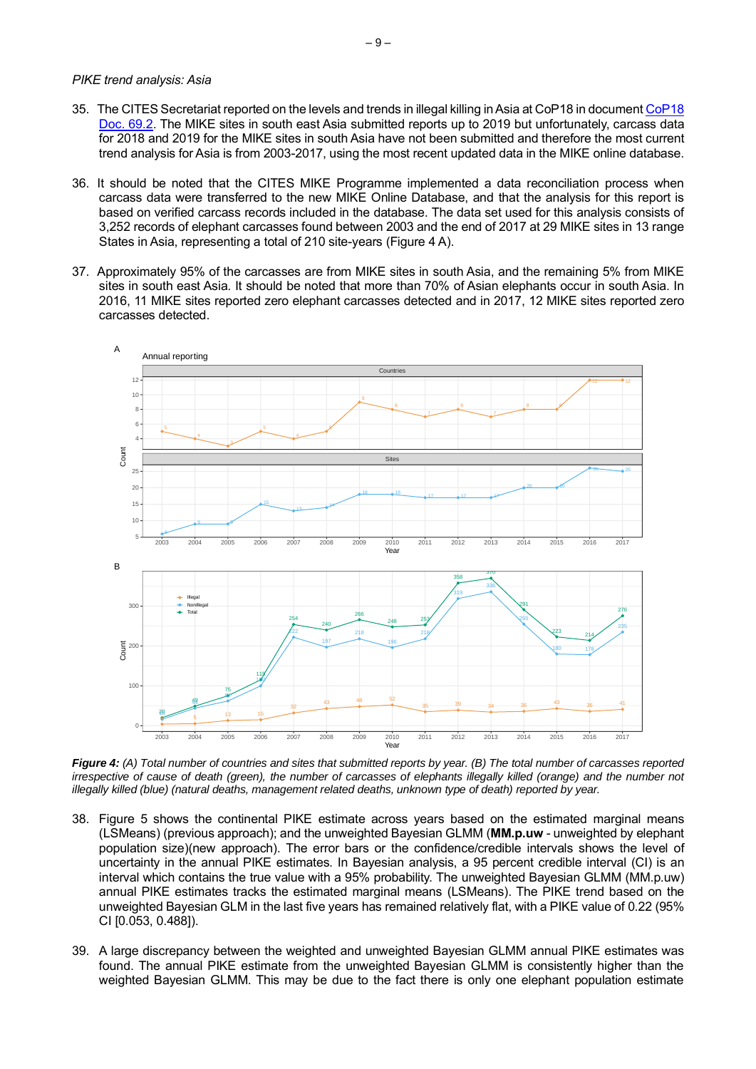*PIKE trend analysis: Asia*

35. The CITES Secretariat reported on the levels and trends in illegal killing in Asia at CoP18 in document CoP18 Doc. 69.2. The MIKE sites in south east Asia submitted reports up to 2019 but unfortunately, carcass data for 2018 and 2019 for the MIKE sites in south Asia have not been submitted and therefore the most current trend analysis for Asia is from 2003-2017, using the most recent updated data in the MIKE online database.

36. It should be noted that the CITES MIKE Programme implemented a data reconciliation process when carcass data were transferred to the new MIKE Online Database, and that the analysis for this report is based on verified carcass records included in the database. The data set used for this analysis consists of 3,252 records of elephant carcasses found between 2003 and the end of 2017 at 29 MIKE sites in 13 range States in Asia, representing a total of 210 site-years (Figure 4 A).

37. Approximately 95% of the carcasses are from MIKE sites in south Asia, and the remaining 5% from MIKE sites in south east Asia. It should be noted that more than 70% of Asian elephants occur in south Asia. In 2016, 11 MIKE sites reported zero elephant carcasses detected and in 2017, 12 MIKE sites reported zero carcasses detected.

*Figure 4:* *(A) Total number of countries and sites that submitted reports by year. (B) The total number of carcasses reported irrespective of cause of death (green), the number of carcasses of elephants illegally killed (orange) and the number not illegally killed (blue) (natural deaths, management related deaths, unknown type of death) reported by year.*

38. Figure 5 shows the continental PIKE estimate across years based on the estimated marginal means (LSMeans) (previous approach); and the unweighted Bayesian GLMM (**MM.p.uw** - unweighted by elephant population size)(new approach). The error bars or the confidence/credible intervals shows the level of uncertainty in the annual PIKE estimates. In Bayesian analysis, a 95 percent credible interval (CI) is an interval which contains the true value with a 95% probability. The unweighted Bayesian GLMM (MM.p.uw) annual PIKE estimates tracks the estimated marginal means (LSMeans). The PIKE trend based on the unweighted Bayesian GLM in the last five years has remained relatively flat, with a PIKE value of 0.22 (95% CI [0.053, 0.488]).

39. A large discrepancy between the weighted and unweighted Bayesian GLMM annual PIKE estimates was found. The annual PIKE estimate from the unweighted Bayesian GLMM is consistently higher than the weighted Bayesian GLMM. This may be due to the fact there is only one elephant population estimate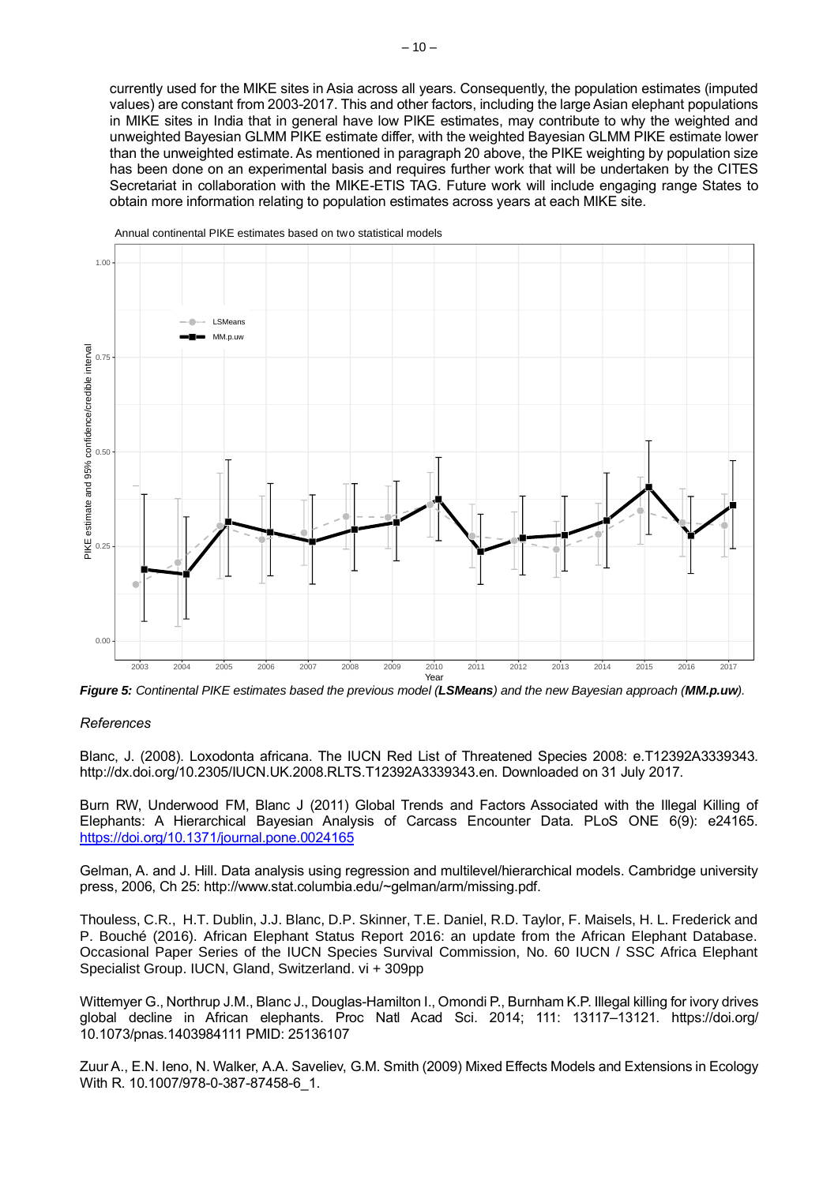currently used for the MIKE sites in Asia across all years. Consequently, the population estimates (imputed values) are constant from 2003-2017. This and other factors, including the large Asian elephant populations in MIKE sites in India that in general have low PIKE estimates, may contribute to why the weighted and unweighted Bayesian GLMM PIKE estimate differ, with the weighted Bayesian GLMM PIKE estimate lower than the unweighted estimate. As mentioned in paragraph 20 above, the PIKE weighting by population size has been done on an experimental basis and requires further work that will be undertaken by the CITES Secretariat in collaboration with the MIKE-ETIS TAG. Future work will include engaging range States to obtain more information relating to population estimates across years at each MIKE site.

***Figure 5:*** *Continental PIKE estimates based the previous model (**LSMeans**) and the new Bayesian approach (**MM.p.uw**).*

*References*

Blanc, J. (2008). Loxodonta africana. The IUCN Red List of Threatened Species 2008: e.T12392A3339343. http://dx.doi.org/10.2305/IUCN.UK.2008.RLTS.T12392A3339343.en. Downloaded on 31 July 2017.

Burn RW, Underwood FM, Blanc J (2011) Global Trends and Factors Associated with the Illegal Killing of Elephants: A Hierarchical Bayesian Analysis of Carcass Encounter Data. PLoS ONE 6(9): e24165. https://doi.org/10.1371/journal.pone.0024165

Gelman, A. and J. Hill. Data analysis using regression and multilevel/hierarchical models. Cambridge university press, 2006, Ch 25: http://www.stat.columbia.edu/~gelman/arm/missing.pdf.

Thouless, C.R., H.T. Dublin, J.J. Blanc, D.P. Skinner, T.E. Daniel, R.D. Taylor, F. Maisels, H. L. Frederick and P. Bouché (2016). African Elephant Status Report 2016: an update from the African Elephant Database. Occasional Paper Series of the IUCN Species Survival Commission, No. 60 IUCN / SSC Africa Elephant Specialist Group. IUCN, Gland, Switzerland. vi + 309pp

Wittemyer G., Northrup J.M., Blanc J., Douglas-Hamilton I., Omondi P., Burnham K.P. Illegal killing for ivory drives global decline in African elephants. Proc Natl Acad Sci. 2014; 111: 13117–13121. https://doi.org/10.1073/pnas.1403984111 PMID: 25136107

Zuur A., E.N. Ieno, N. Walker, A.A. Saveliev, G.M. Smith (2009) Mixed Effects Models and Extensions in Ecology With R. 10.1007/978-0-387-87458-6_1.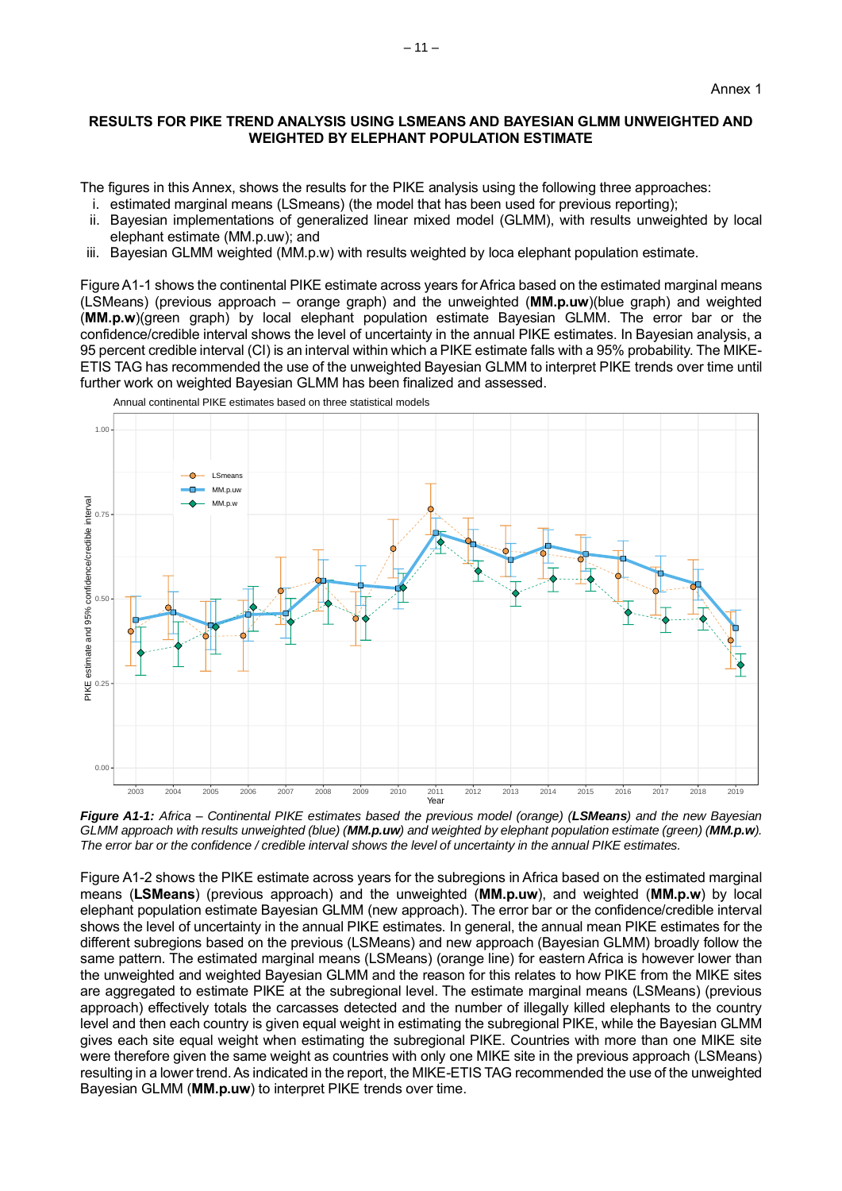Annex 1

## RESULTS FOR PIKE TREND ANALYSIS USING LSMEANS AND BAYESIAN GLMM UNWEIGHTED AND WEIGHTED BY ELEPHANT POPULATION ESTIMATE

The figures in this Annex, shows the results for the PIKE analysis using the following three approaches:

i. estimated marginal means (LSmeans) (the model that has been used for previous reporting);
ii. Bayesian implementations of generalized linear mixed model (GLMM), with results unweighted by local elephant estimate (MM.p.uw); and
iii. Bayesian GLMM weighted (MM.p.w) with results weighted by loca elephant population estimate.

Figure A1-1 shows the continental PIKE estimate across years for Africa based on the estimated marginal means (LSMeans) (previous approach – orange graph) and the unweighted (**MM.p.uw**)(blue graph) and weighted (**MM.p.w**)(green graph) by local elephant population estimate Bayesian GLMM. The error bar or the confidence/credible interval shows the level of uncertainty in the annual PIKE estimates. In Bayesian analysis, a 95 percent credible interval (CI) is an interval within which a PIKE estimate falls with a 95% probability. The MIKE-ETIS TAG has recommended the use of the unweighted Bayesian GLMM to interpret PIKE trends over time until further work on weighted Bayesian GLMM has been finalized and assessed.

Annual continental PIKE estimates based on three statistical models

*Figure A1-1: Africa – Continental PIKE estimates based the previous model (orange) (**LSMeans**) and the new Bayesian GLMM approach with results unweighted (blue) (**MM.p.uw**) and weighted by elephant population estimate (green) (**MM.p.w**). The error bar or the confidence / credible interval shows the level of uncertainty in the annual PIKE estimates.*

Figure A1-2 shows the PIKE estimate across years for the subregions in Africa based on the estimated marginal means (**LSMeans**) (previous approach) and the unweighted (**MM.p.uw**), and weighted (**MM.p.w**) by local elephant population estimate Bayesian GLMM (new approach). The error bar or the confidence/credible interval shows the level of uncertainty in the annual PIKE estimates. In general, the annual mean PIKE estimates for the different subregions based on the previous (LSMeans) and new approach (Bayesian GLMM) broadly follow the same pattern. The estimated marginal means (LSMeans) (orange line) for eastern Africa is however lower than the unweighted and weighted Bayesian GLMM and the reason for this relates to how PIKE from the MIKE sites are aggregated to estimate PIKE at the subregional level. The estimate marginal means (LSMeans) (previous approach) effectively totals the carcasses detected and the number of illegally killed elephants to the country level and then each country is given equal weight in estimating the subregional PIKE, while the Bayesian GLMM gives each site equal weight when estimating the subregional PIKE. Countries with more than one MIKE site were therefore given the same weight as countries with only one MIKE site in the previous approach (LSMeans) resulting in a lower trend. As indicated in the report, the MIKE-ETIS TAG recommended the use of the unweighted Bayesian GLMM (**MM.p.uw**) to interpret PIKE trends over time.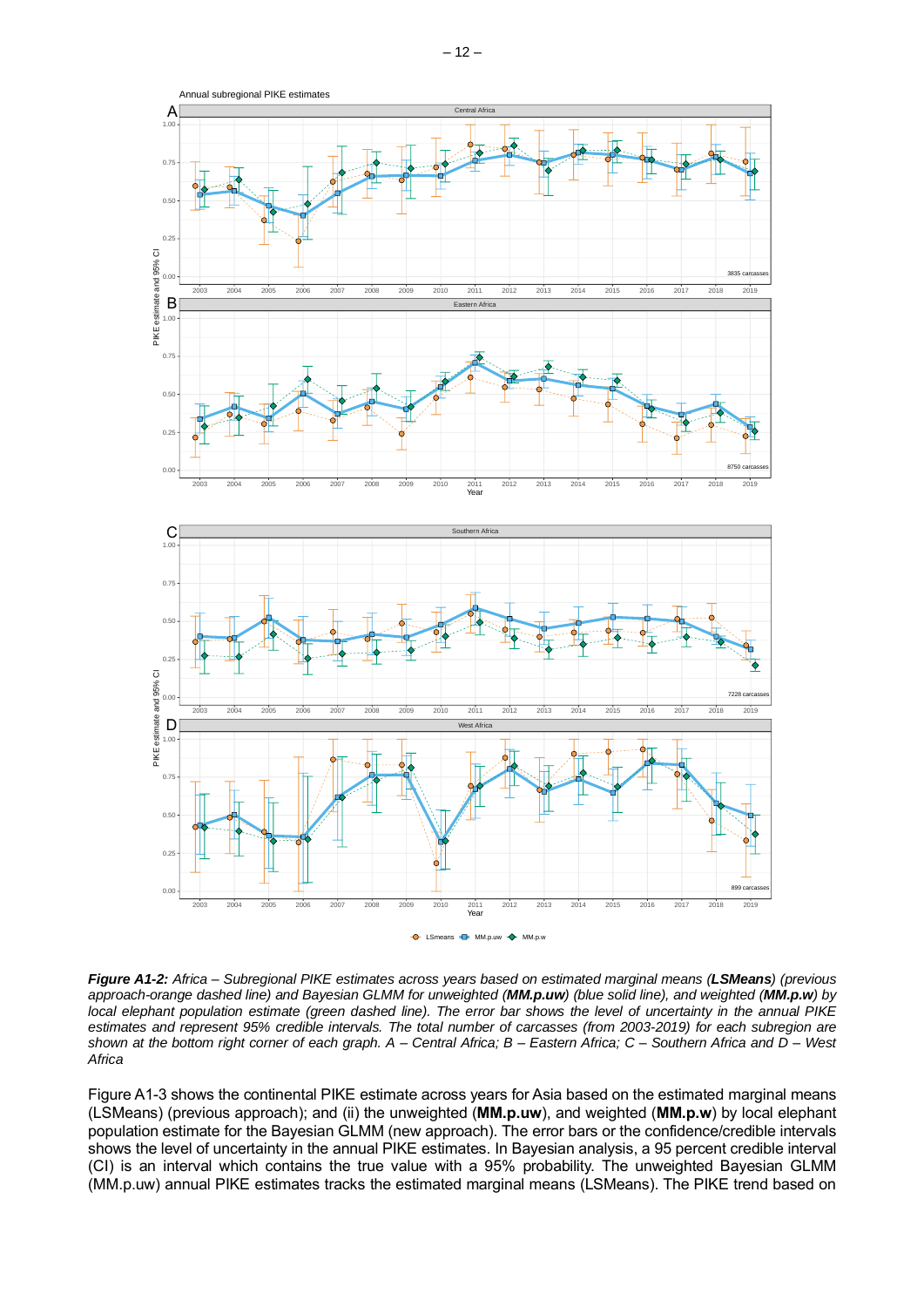***Figure A1-2:*** *Africa – Subregional PIKE estimates across years based on estimated marginal means (**LSMeans**) (previous approach-orange dashed line) and Bayesian GLMM for unweighted (**MM.p.uw**) (blue solid line), and weighted (**MM.p.w**) by local elephant population estimate (green dashed line). The error bar shows the level of uncertainty in the annual PIKE estimates and represent 95% credible intervals. The total number of carcasses (from 2003-2019) for each subregion are shown at the bottom right corner of each graph. A – Central Africa; B – Eastern Africa; C – Southern Africa and D – West Africa*

Figure A1-3 shows the continental PIKE estimate across years for Asia based on the estimated marginal means (LSMeans) (previous approach); and (ii) the unweighted (**MM.p.uw**), and weighted (**MM.p.w**) by local elephant population estimate for the Bayesian GLMM (new approach). The error bars or the confidence/credible intervals shows the level of uncertainty in the annual PIKE estimates. In Bayesian analysis, a 95 percent credible interval (CI) is an interval which contains the true value with a 95% probability. The unweighted Bayesian GLMM (MM.p.uw) annual PIKE estimates tracks the estimated marginal means (LSMeans). The PIKE trend based on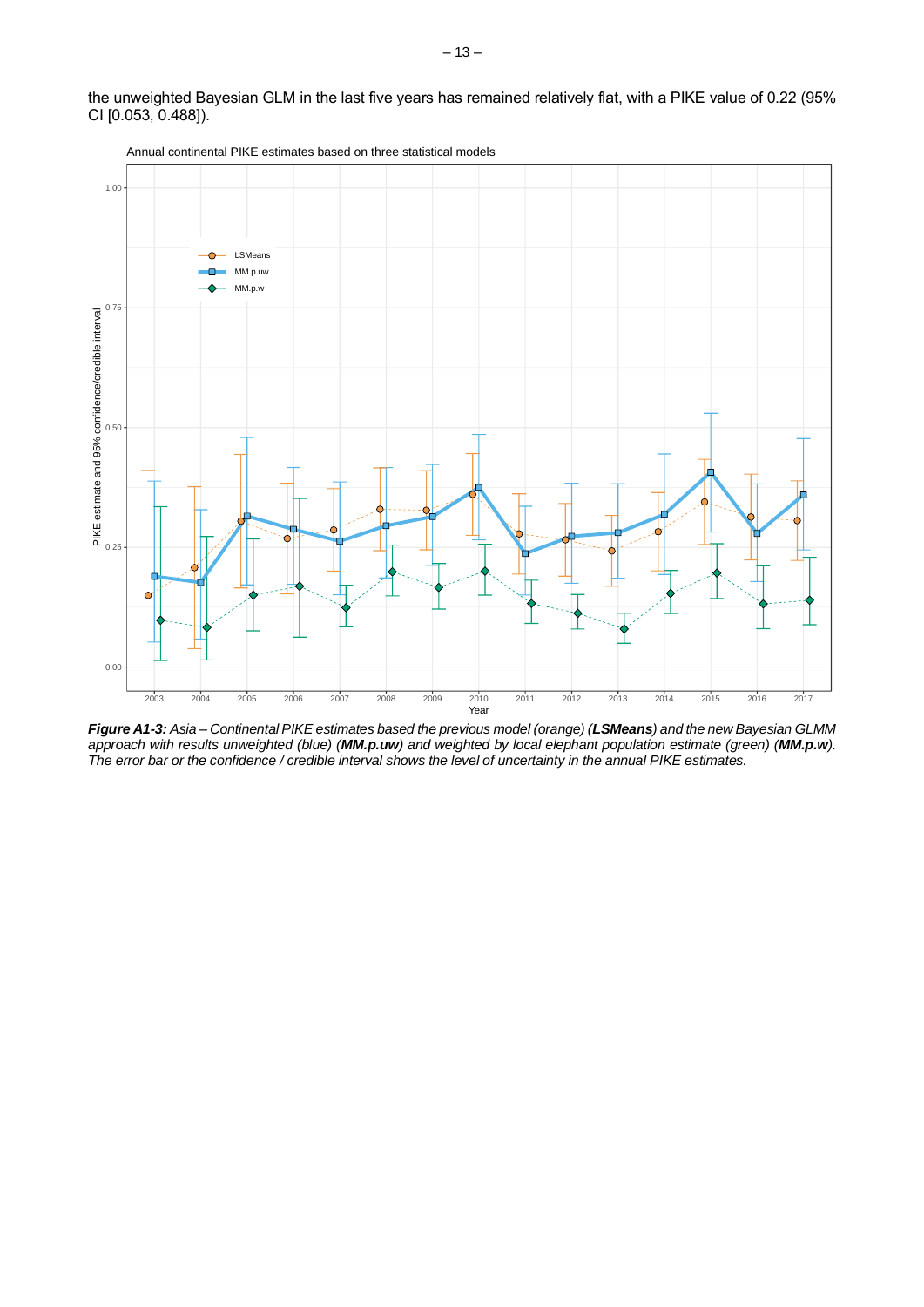the unweighted Bayesian GLM in the last five years has remained relatively flat, with a PIKE value of 0.22 (95% CI [0.053, 0.488]).

***Figure A1-3:*** *Asia – Continental PIKE estimates based the previous model (orange) (**LSMeans**) and the new Bayesian GLMM approach with results unweighted (blue) (**MM.p.uw**) and weighted by local elephant population estimate (green) (**MM.p.w**). The error bar or the confidence / credible interval shows the level of uncertainty in the annual PIKE estimates.*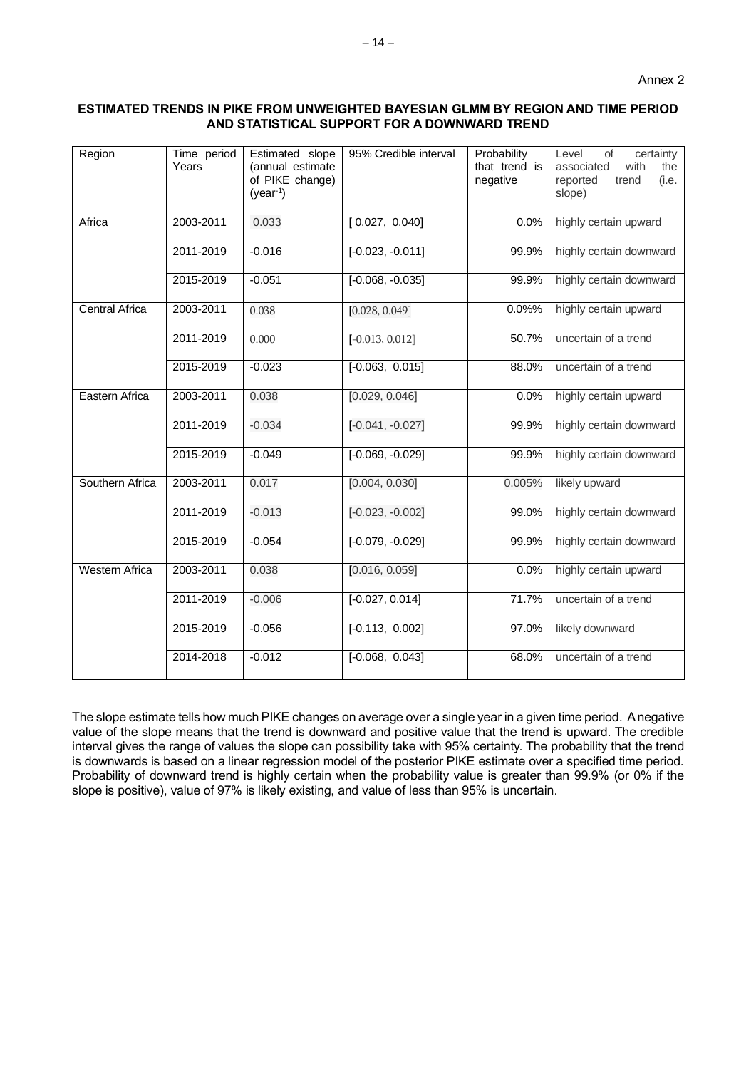Annex 2

**ESTIMATED TRENDS IN PIKE FROM UNWEIGHTED BAYESIAN GLMM BY REGION AND TIME PERIOD AND STATISTICAL SUPPORT FOR A DOWNWARD TREND**

| Region | Time period Years | Estimated slope (annual estimate of PIKE change) ($year^{-1}$) | 95% Credible interval | Probability that trend is negative | Level of certainty associated with the reported trend (i.e. slope) |
|---|---|---|---|---|---|
| Africa | 2003-2011 | 0.033 | [ 0.027, 0.040] | 0.0% | highly certain upward |
| | 2011-2019 | -0.016 | [-0.023, -0.011] | 99.9% | highly certain downward |
| | 2015-2019 | -0.051 | [-0.068, -0.035] | 99.9% | highly certain downward |
| Central Africa | 2003-2011 | 0.038 | [0.028, 0.049] | 0.0%% | highly certain upward |
| | 2011-2019 | 0.000 | [-0.013, 0.012] | 50.7% | uncertain of a trend |
| | 2015-2019 | -0.023 | [-0.063, 0.015] | 88.0% | uncertain of a trend |
| Eastern Africa | 2003-2011 | 0.038 | [0.029, 0.046] | 0.0% | highly certain upward |
| | 2011-2019 | -0.034 | [-0.041, -0.027] | 99.9% | highly certain downward |
| | 2015-2019 | -0.049 | [-0.069, -0.029] | 99.9% | highly certain downward |
| Southern Africa | 2003-2011 | 0.017 | [0.004, 0.030] | 0.005% | likely upward |
| | 2011-2019 | -0.013 | [-0.023, -0.002] | 99.0% | highly certain downward |
| | 2015-2019 | -0.054 | [-0.079, -0.029] | 99.9% | highly certain downward |
| Western Africa | 2003-2011 | 0.038 | [0.016, 0.059] | 0.0% | highly certain upward |
| | 2011-2019 | -0.006 | [-0.027, 0.014] | 71.7% | uncertain of a trend |
| | 2015-2019 | -0.056 | [-0.113, 0.002] | 97.0% | likely downward |
| | 2014-2018 | -0.012 | [-0.068, 0.043] | 68.0% | uncertain of a trend |

The slope estimate tells how much PIKE changes on average over a single year in a given time period. A negative value of the slope means that the trend is downward and positive value that the trend is upward. The credible interval gives the range of values the slope can possibility take with 95% certainty. The probability that the trend is downwards is based on a linear regression model of the posterior PIKE estimate over a specified time period. Probability of downward trend is highly certain when the probability value is greater than 99.9% (or 0% if the slope is positive), value of 97% is likely existing, and value of less than 95% is uncertain.